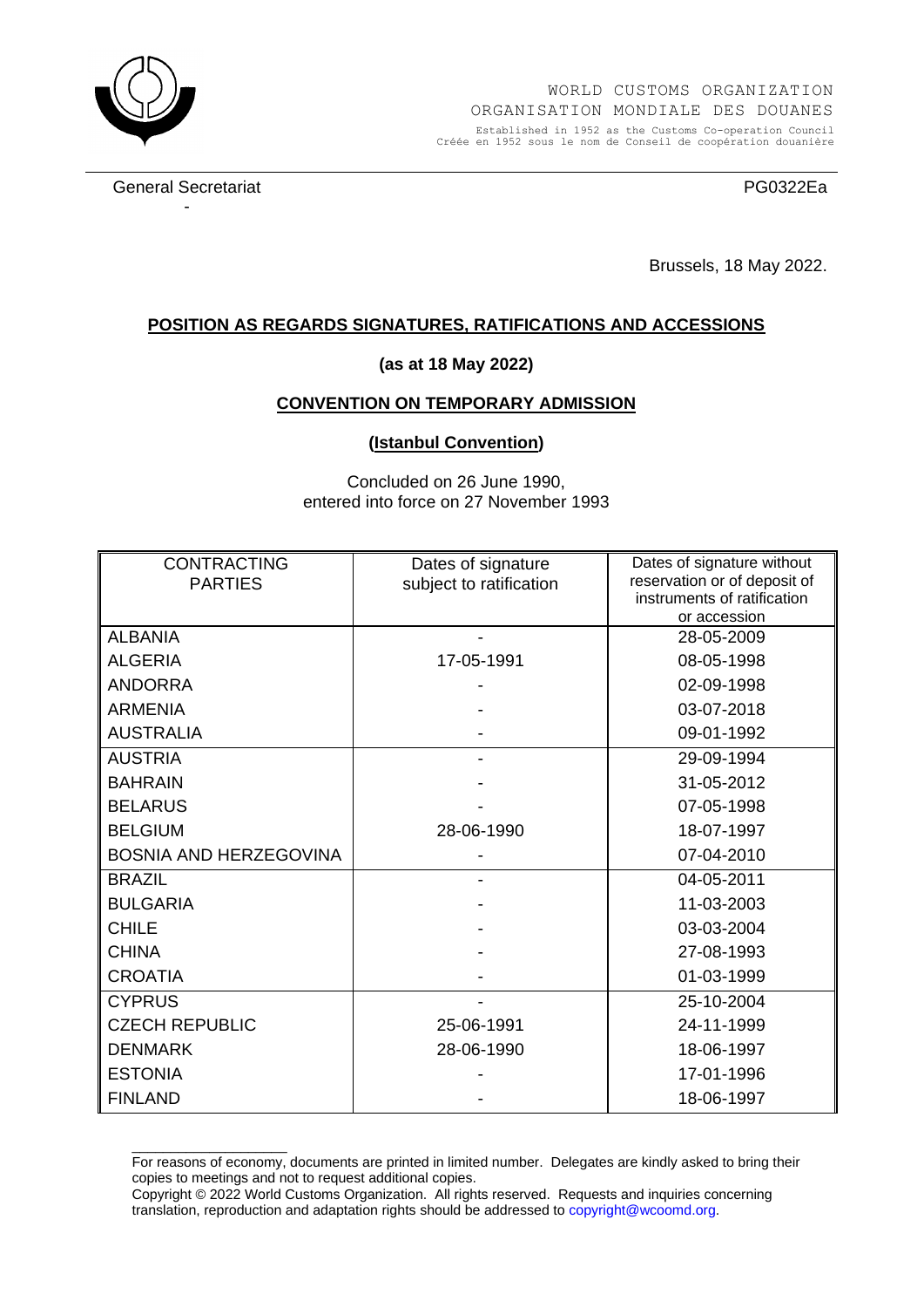WORLD CUSTOMS ORGANIZATION
ORGANISATION MONDIALE DES DOUANES

Established in 1952 as the Customs Co-operation Council
Créée en 1952 sous le nom de Conseil de coopération douanière

General Secretariat
-

PG0322Ea

Brussels, 18 May 2022.

**POSITION AS REGARDS SIGNATURES, RATIFICATIONS AND ACCESSIONS**

**(as at 18 May 2022)**

**CONVENTION ON TEMPORARY ADMISSION**

**(Istanbul Convention)**

Concluded on 26 June 1990,
entered into force on 27 November 1993

| CONTRACTING PARTIES | Dates of signature subject to ratification | Dates of signature without reservation or of deposit of instruments of ratification or accession |
|---|---|---|
| ALBANIA | - | 28-05-2009 |
| ALGERIA | 17-05-1991 | 08-05-1998 |
| ANDORRA | - | 02-09-1998 |
| ARMENIA | - | 03-07-2018 |
| AUSTRALIA | - | 09-01-1992 |
| AUSTRIA | - | 29-09-1994 |
| BAHRAIN | - | 31-05-2012 |
| BELARUS | - | 07-05-1998 |
| BELGIUM | 28-06-1990 | 18-07-1997 |
| BOSNIA AND HERZEGOVINA | - | 07-04-2010 |
| BRAZIL | - | 04-05-2011 |
| BULGARIA | - | 11-03-2003 |
| CHILE | - | 03-03-2004 |
| CHINA | - | 27-08-1993 |
| CROATIA | - | 01-03-1999 |
| CYPRUS | - | 25-10-2004 |
| CZECH REPUBLIC | 25-06-1991 | 24-11-1999 |
| DENMARK | 28-06-1990 | 18-06-1997 |
| ESTONIA | - | 17-01-1996 |
| FINLAND | - | 18-06-1997 |

For reasons of economy, documents are printed in limited number. Delegates are kindly asked to bring their copies to meetings and not to request additional copies.

Copyright © 2022 World Customs Organization. All rights reserved. Requests and inquiries concerning translation, reproduction and adaptation rights should be addressed to copyright@wcoomd.org.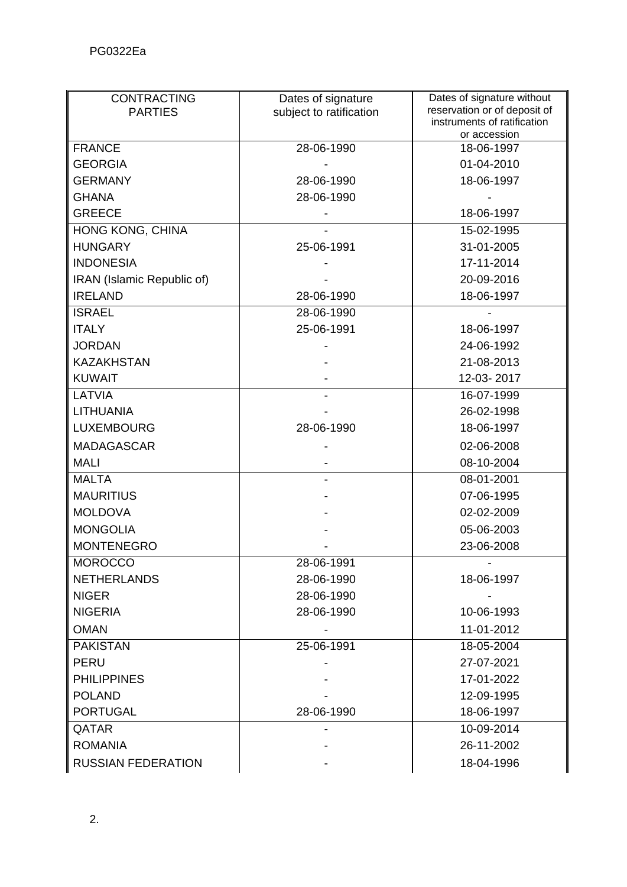| CONTRACTING PARTIES | Dates of signature subject to ratification | Dates of signature without reservation or of deposit of instruments of ratification or accession |
|---|---|---|
| FRANCE | 28-06-1990 | 18-06-1997 |
| GEORGIA | - | 01-04-2010 |
| GERMANY | 28-06-1990 | 18-06-1997 |
| GHANA | 28-06-1990 | - |
| GREECE | - | 18-06-1997 |
| HONG KONG, CHINA | - | 15-02-1995 |
| HUNGARY | 25-06-1991 | 31-01-2005 |
| INDONESIA | - | 17-11-2014 |
| IRAN (Islamic Republic of) | - | 20-09-2016 |
| IRELAND | 28-06-1990 | 18-06-1997 |
| ISRAEL | 28-06-1990 | - |
| ITALY | 25-06-1991 | 18-06-1997 |
| JORDAN | - | 24-06-1992 |
| KAZAKHSTAN | - | 21-08-2013 |
| KUWAIT | - | 12-03- 2017 |
| LATVIA | - | 16-07-1999 |
| LITHUANIA | - | 26-02-1998 |
| LUXEMBOURG | 28-06-1990 | 18-06-1997 |
| MADAGASCAR | - | 02-06-2008 |
| MALI | - | 08-10-2004 |
| MALTA | - | 08-01-2001 |
| MAURITIUS | - | 07-06-1995 |
| MOLDOVA | - | 02-02-2009 |
| MONGOLIA | - | 05-06-2003 |
| MONTENEGRO | - | 23-06-2008 |
| MOROCCO | 28-06-1991 | - |
| NETHERLANDS | 28-06-1990 | 18-06-1997 |
| NIGER | 28-06-1990 | - |
| NIGERIA | 28-06-1990 | 10-06-1993 |
| OMAN | - | 11-01-2012 |
| PAKISTAN | 25-06-1991 | 18-05-2004 |
| PERU | - | 27-07-2021 |
| PHILIPPINES | - | 17-01-2022 |
| POLAND | - | 12-09-1995 |
| PORTUGAL | 28-06-1990 | 18-06-1997 |
| QATAR | - | 10-09-2014 |
| ROMANIA | - | 26-11-2002 |
| RUSSIAN FEDERATION | - | 18-04-1996 |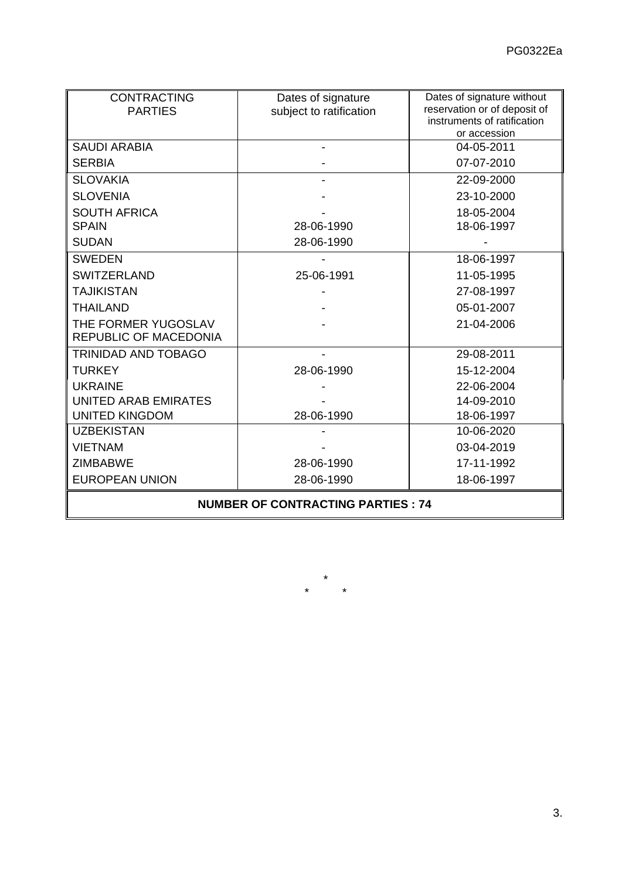| CONTRACTING PARTIES | Dates of signature subject to ratification | Dates of signature without reservation or of deposit of instruments of ratification or accession |
|---|---|---|
| SAUDI ARABIA | - | 04-05-2011 |
| SERBIA | - | 07-07-2010 |
| SLOVAKIA | - | 22-09-2000 |
| SLOVENIA | - | 23-10-2000 |
| SOUTH AFRICA | - | 18-05-2004 |
| SPAIN | 28-06-1990 | 18-06-1997 |
| SUDAN | 28-06-1990 | - |
| SWEDEN | - | 18-06-1997 |
| SWITZERLAND | 25-06-1991 | 11-05-1995 |
| TAJIKISTAN | - | 27-08-1997 |
| THAILAND | - | 05-01-2007 |
| THE FORMER YUGOSLAV REPUBLIC OF MACEDONIA | - | 21-04-2006 |
| TRINIDAD AND TOBAGO | - | 29-08-2011 |
| TURKEY | 28-06-1990 | 15-12-2004 |
| UKRAINE | - | 22-06-2004 |
| UNITED ARAB EMIRATES | - | 14-09-2010 |
| UNITED KINGDOM | 28-06-1990 | 18-06-1997 |
| UZBEKISTAN | - | 10-06-2020 |
| VIETNAM | - | 03-04-2019 |
| ZIMBABWE | 28-06-1990 | 17-11-1992 |
| EUROPEAN UNION | 28-06-1990 | 18-06-1997 |
| **NUMBER OF CONTRACTING PARTIES : 74** | | |

\*

\*     \*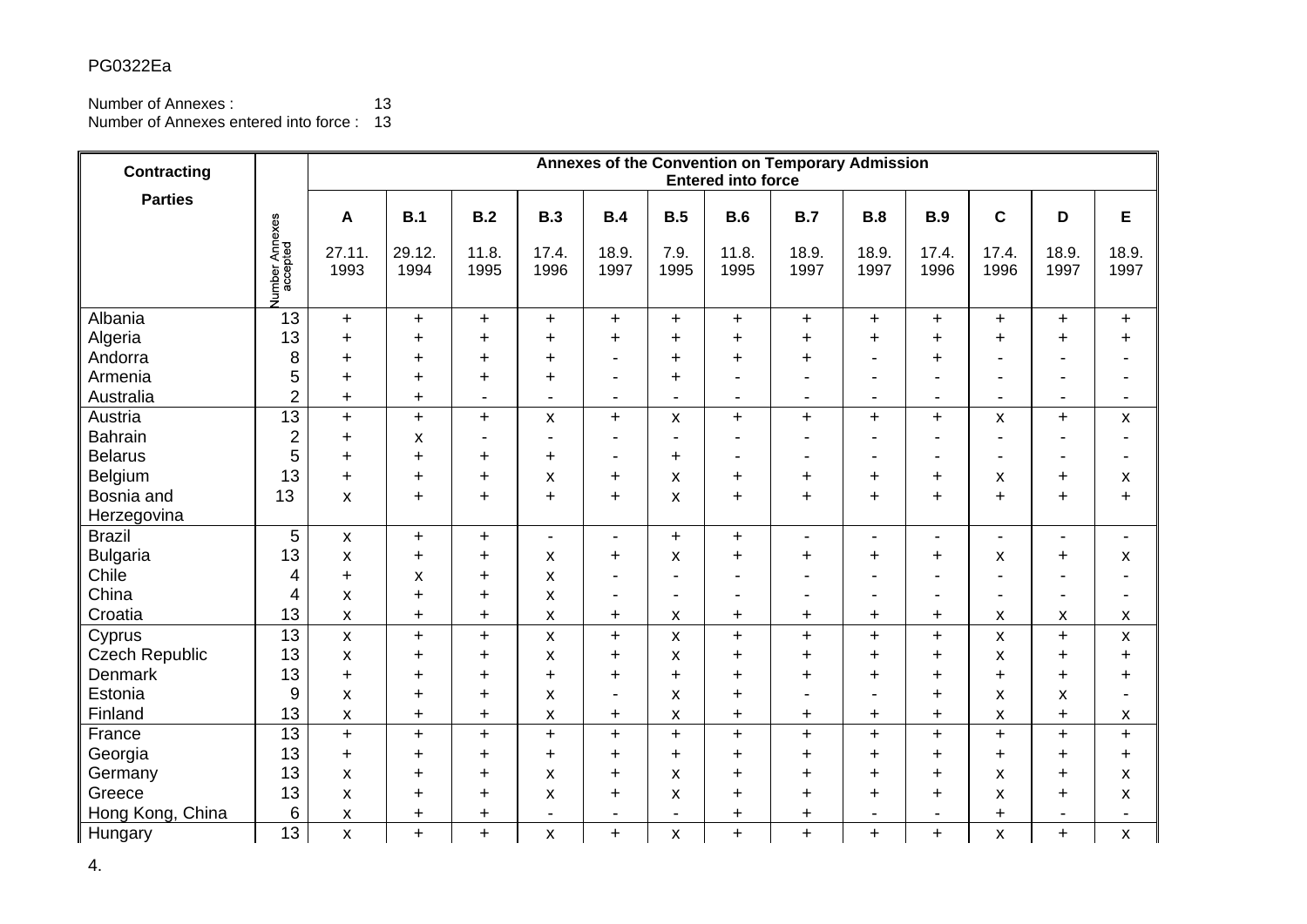PG0322Ea

Number of Annexes : 13
Number of Annexes entered into force : 13

| Contracting Parties | Number Annexes accepted | Annexes of the Convention on Temporary Admission Entered into force | | | | | | | | | | | | |
|---|---|---|---|---|---|---|---|---|---|---|---|---|---|---|
| | | A<br>27.11.1993 | B.1<br>29.12.1994 | B.2<br>11.8.1995 | B.3<br>17.4.1996 | B.4<br>18.9.1997 | B.5<br>7.9.1995 | B.6<br>11.8.1995 | B.7<br>18.9.1997 | B.8<br>18.9.1997 | B.9<br>17.4.1996 | C<br>17.4.1996 | D<br>18.9.1997 | E<br>18.9.1997 |
| Albania | 13 | + | + | + | + | + | + | + | + | + | + | + | + | + |
| Algeria | 13 | + | + | + | + | + | + | + | + | + | + | + | + | + |
| Andorra | 8 | + | + | + | + | - | + | + | + | - | + | - | - | - |
| Armenia | 5 | + | + | + | + | - | + | - | - | - | - | - | - | - |
| Australia | 2 | + | + | - | - | - | - | - | - | - | - | - | - | - |
| Austria | 13 | + | + | + | x | + | x | + | + | + | + | x | + | x |
| Bahrain | 2 | + | x | - | - | - | - | - | - | - | - | - | - | - |
| Belarus | 5 | + | + | + | + | - | + | - | - | - | - | - | - | - |
| Belgium | 13 | + | + | + | x | + | x | + | + | + | + | x | + | x |
| Bosnia and Herzegovina | 13 | x | + | + | + | + | x | + | + | + | + | + | + | + |
| Brazil | 5 | x | + | + | - | - | + | + | - | - | - | - | - | - |
| Bulgaria | 13 | x | + | + | x | + | x | + | + | + | + | x | + | x |
| Chile | 4 | + | x | + | x | - | - | - | - | - | - | - | - | - |
| China | 4 | x | + | + | x | - | - | - | - | - | - | - | - | - |
| Croatia | 13 | x | + | + | x | + | x | + | + | + | + | x | x | x |
| Cyprus | 13 | x | + | + | x | + | x | + | + | + | + | x | + | x |
| Czech Republic | 13 | x | + | + | x | + | x | + | + | + | + | x | + | + |
| Denmark | 13 | + | + | + | + | + | + | + | + | + | + | + | + | + |
| Estonia | 9 | x | + | + | x | - | x | + | - | - | + | x | x | - |
| Finland | 13 | x | + | + | x | + | x | + | + | + | + | x | + | x |
| France | 13 | + | + | + | + | + | + | + | + | + | + | + | + | + |
| Georgia | 13 | + | + | + | + | + | + | + | + | + | + | + | + | + |
| Germany | 13 | x | + | + | x | + | x | + | + | + | + | x | + | x |
| Greece | 13 | x | + | + | x | + | x | + | + | + | + | x | + | x |
| Hong Kong, China | 6 | x | + | + | - | - | - | + | + | - | - | + | - | - |
| Hungary | 13 | x | + | + | x | + | x | + | + | + | + | x | + | x |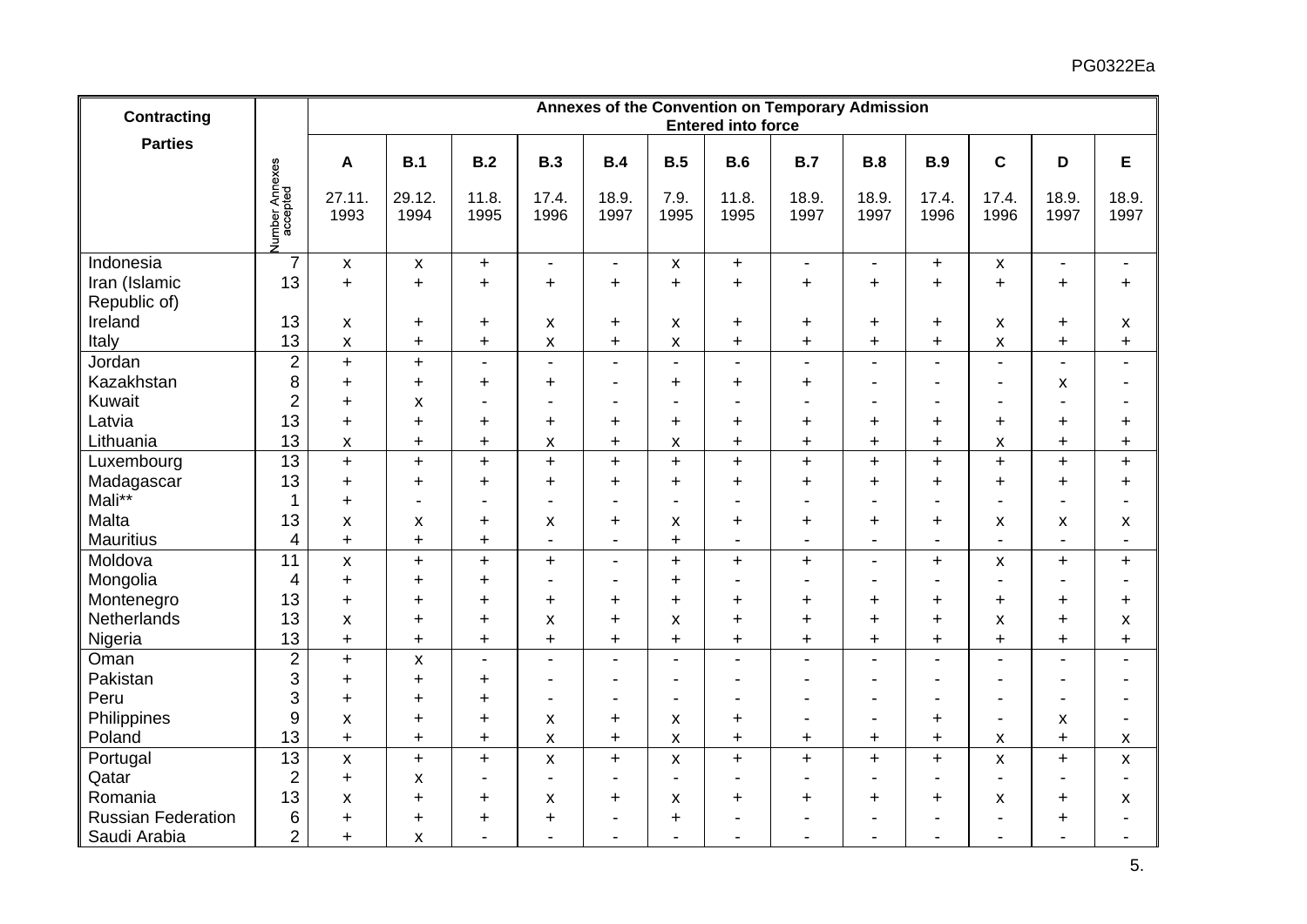| Contracting Parties | Number Annexes accepted | Annexes of the Convention on Temporary Admission Entered into force | | | | | | | | | | | | |
|---|---|---|---|---|---|---|---|---|---|---|---|---|---|---|
| | | A 27.11. 1993 | B.1 29.12. 1994 | B.2 11.8. 1995 | B.3 17.4. 1996 | B.4 18.9. 1997 | B.5 7.9. 1995 | B.6 11.8. 1995 | B.7 18.9. 1997 | B.8 18.9. 1997 | B.9 17.4. 1996 | C 17.4. 1996 | D 18.9. 1997 | E 18.9. 1997 |
| Indonesia | 7 | x | x | + | - | - | x | + | - | - | + | x | - | - |
| Iran (Islamic Republic of) | 13 | + | + | + | + | + | + | + | + | + | + | + | + | + |
| Ireland | 13 | x | + | + | x | + | x | + | + | + | + | x | + | x |
| Italy | 13 | x | + | + | x | + | x | + | + | + | + | x | + | + |
| Jordan | 2 | + | + | - | - | - | - | - | - | - | - | - | - | - |
| Kazakhstan | 8 | + | + | + | + | - | + | + | + | - | - | - | x | - |
| Kuwait | 2 | + | x | - | - | - | - | - | - | - | - | - | - | - |
| Latvia | 13 | + | + | + | + | + | + | + | + | + | + | + | + | + |
| Lithuania | 13 | x | + | + | x | + | x | + | + | + | + | x | + | + |
| Luxembourg | 13 | + | + | + | + | + | + | + | + | + | + | + | + | + |
| Madagascar | 13 | + | + | + | + | + | + | + | + | + | + | + | + | + |
| Mali** | 1 | + | - | - | - | - | - | - | - | - | - | - | - | - |
| Malta | 13 | x | x | + | x | + | x | + | + | + | + | x | x | x |
| Mauritius | 4 | + | + | + | - | - | + | - | - | - | - | - | - | - |
| Moldova | 11 | x | + | + | + | - | + | + | + | - | + | x | + | + |
| Mongolia | 4 | + | + | + | - | - | + | - | - | - | - | - | - | - |
| Montenegro | 13 | + | + | + | + | + | + | + | + | + | + | + | + | + |
| Netherlands | 13 | x | + | + | x | + | x | + | + | + | + | x | + | x |
| Nigeria | 13 | + | + | + | + | + | + | + | + | + | + | + | + | + |
| Oman | 2 | + | x | - | - | - | - | - | - | - | - | - | - | - |
| Pakistan | 3 | + | + | + | - | - | - | - | - | - | - | - | - | - |
| Peru | 3 | + | + | + | - | - | - | - | - | - | - | - | - | - |
| Philippines | 9 | x | + | + | x | + | x | + | - | - | + | - | x | - |
| Poland | 13 | + | + | + | x | + | x | + | + | + | + | x | + | x |
| Portugal | 13 | x | + | + | x | + | x | + | + | + | + | x | + | x |
| Qatar | 2 | + | x | - | - | - | - | - | - | - | - | - | - | - |
| Romania | 13 | x | + | + | x | + | x | + | + | + | + | x | + | x |
| Russian Federation | 6 | + | + | + | + | - | + | - | - | - | - | - | + | - |
| Saudi Arabia | 2 | + | x | - | - | - | - | - | - | - | - | - | - | - |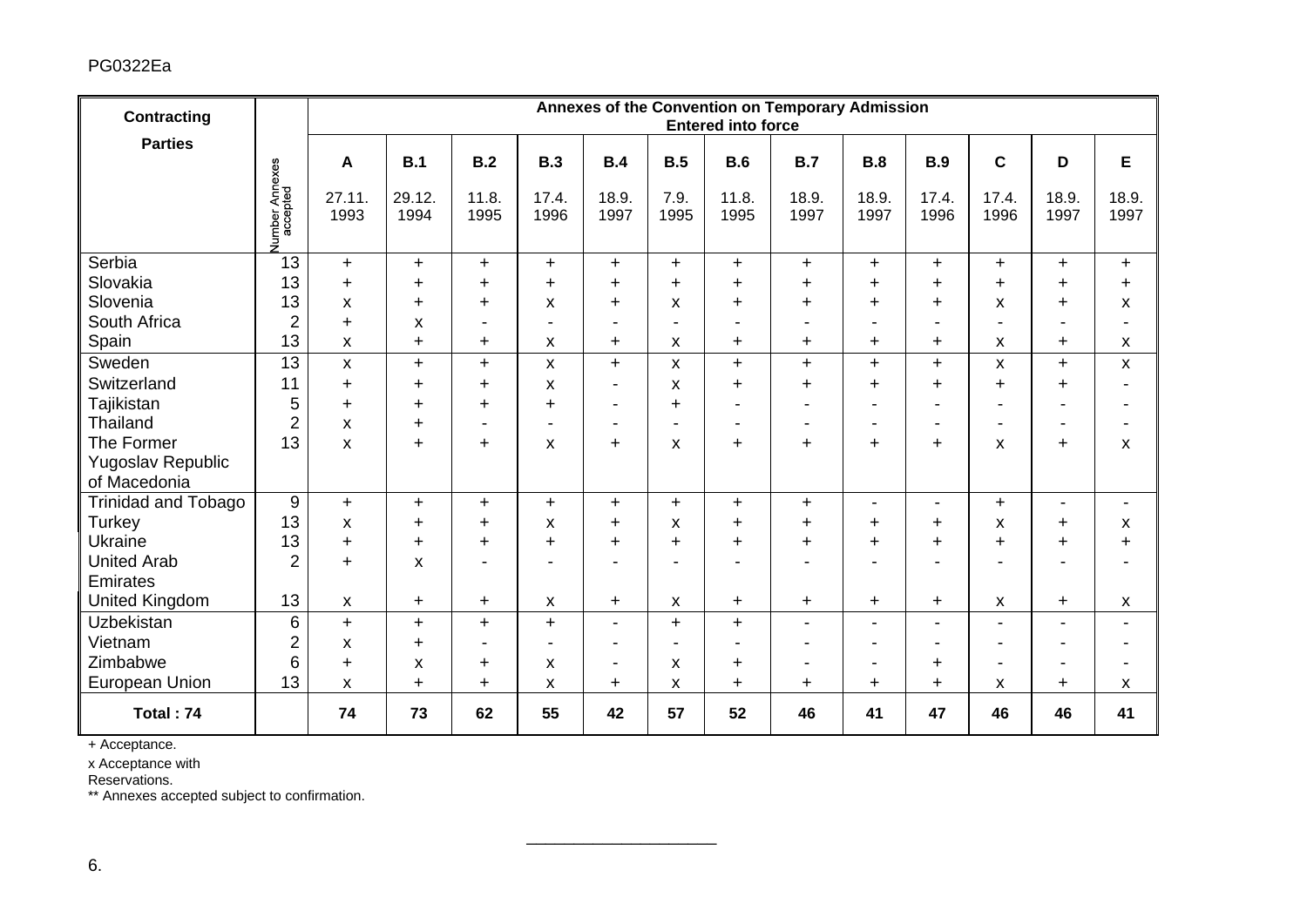| Contracting Parties | Number Annexes accepted | Annexes of the Convention on Temporary Admission Entered into force | | | | | | | | | | | | |
|---|---|---|---|---|---|---|---|---|---|---|---|---|---|---|
| | | **A** | **B.1** | **B.2** | **B.3** | **B.4** | **B.5** | **B.6** | **B.7** | **B.8** | **B.9** | **C** | **D** | **E** |
| | | 27.11. 1993 | 29.12. 1994 | 11.8. 1995 | 17.4. 1996 | 18.9. 1997 | 7.9. 1995 | 11.8. 1995 | 18.9. 1997 | 18.9. 1997 | 17.4. 1996 | 17.4. 1996 | 18.9. 1997 | 18.9. 1997 |
| Serbia | 13 | + | + | + | + | + | + | + | + | + | + | + | + | + |
| Slovakia | 13 | + | + | + | + | + | + | + | + | + | + | + | + | + |
| Slovenia | 13 | x | + | + | x | + | x | + | + | + | + | x | + | x |
| South Africa | 2 | + | x | - | - | - | - | - | - | - | - | - | - | - |
| Spain | 13 | x | + | + | x | + | x | + | + | + | + | x | + | x |
| Sweden | 13 | x | + | + | x | + | x | + | + | + | + | x | + | x |
| Switzerland | 11 | + | + | + | x | - | x | + | + | + | + | + | + | - |
| Tajikistan | 5 | + | + | + | + | - | + | - | - | - | - | - | - | - |
| Thailand | 2 | x | + | - | - | - | - | - | - | - | - | - | - | - |
| The Former Yugoslav Republic of Macedonia | 13 | x | + | + | x | + | x | + | + | + | + | x | + | x |
| Trinidad and Tobago | 9 | + | + | + | + | + | + | + | + | - | - | + | - | - |
| Turkey | 13 | x | + | + | x | + | x | + | + | + | + | x | + | x |
| Ukraine | 13 | + | + | + | + | + | + | + | + | + | + | + | + | + |
| United Arab Emirates | 2 | + | x | - | - | - | - | - | - | - | - | - | - | - |
| United Kingdom | 13 | x | + | + | x | + | x | + | + | + | + | x | + | x |
| Uzbekistan | 6 | + | + | + | + | - | + | + | - | - | - | - | - | - |
| Vietnam | 2 | x | + | - | - | - | - | - | - | - | - | - | - | - |
| Zimbabwe | 6 | + | x | + | x | - | x | + | - | - | + | - | - | - |
| European Union | 13 | x | + | + | x | + | x | + | + | + | + | x | + | x |
| **Total : 74** | | **74** | **73** | **62** | **55** | **42** | **57** | **52** | **46** | **41** | **47** | **46** | **46** | **41** |

+ Acceptance.

x Acceptance with Reservations.

** Annexes accepted subject to confirmation.

______________________